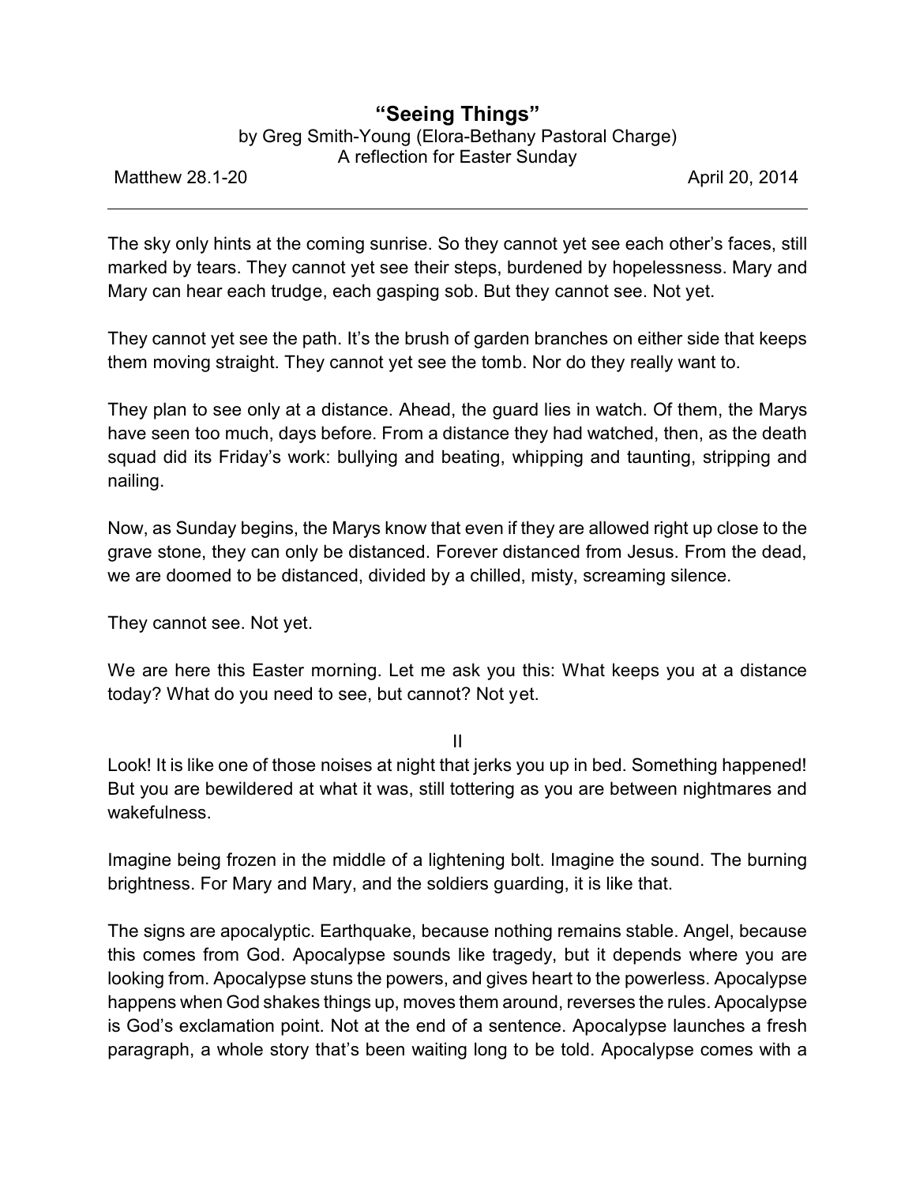# "Seeing Things"

by Greg Smith-Young (Elora-Bethany Pastoral Charge)
A reflection for Easter Sunday

Matthew 28.1-20 April 20, 2014

---

The sky only hints at the coming sunrise. So they cannot yet see each other's faces, still marked by tears. They cannot yet see their steps, burdened by hopelessness. Mary and Mary can hear each trudge, each gasping sob. But they cannot see. Not yet.

They cannot yet see the path. It's the brush of garden branches on either side that keeps them moving straight. They cannot yet see the tomb. Nor do they really want to.

They plan to see only at a distance. Ahead, the guard lies in watch. Of them, the Marys have seen too much, days before. From a distance they had watched, then, as the death squad did its Friday's work: bullying and beating, whipping and taunting, stripping and nailing.

Now, as Sunday begins, the Marys know that even if they are allowed right up close to the grave stone, they can only be distanced. Forever distanced from Jesus. From the dead, we are doomed to be distanced, divided by a chilled, misty, screaming silence.

They cannot see. Not yet.

We are here this Easter morning. Let me ask you this: What keeps you at a distance today? What do you need to see, but cannot? Not yet.

II

Look! It is like one of those noises at night that jerks you up in bed. Something happened! But you are bewildered at what it was, still tottering as you are between nightmares and wakefulness.

Imagine being frozen in the middle of a lightening bolt. Imagine the sound. The burning brightness. For Mary and Mary, and the soldiers guarding, it is like that.

The signs are apocalyptic. Earthquake, because nothing remains stable. Angel, because this comes from God. Apocalypse sounds like tragedy, but it depends where you are looking from. Apocalypse stuns the powers, and gives heart to the powerless. Apocalypse happens when God shakes things up, moves them around, reverses the rules. Apocalypse is God's exclamation point. Not at the end of a sentence. Apocalypse launches a fresh paragraph, a whole story that's been waiting long to be told. Apocalypse comes with a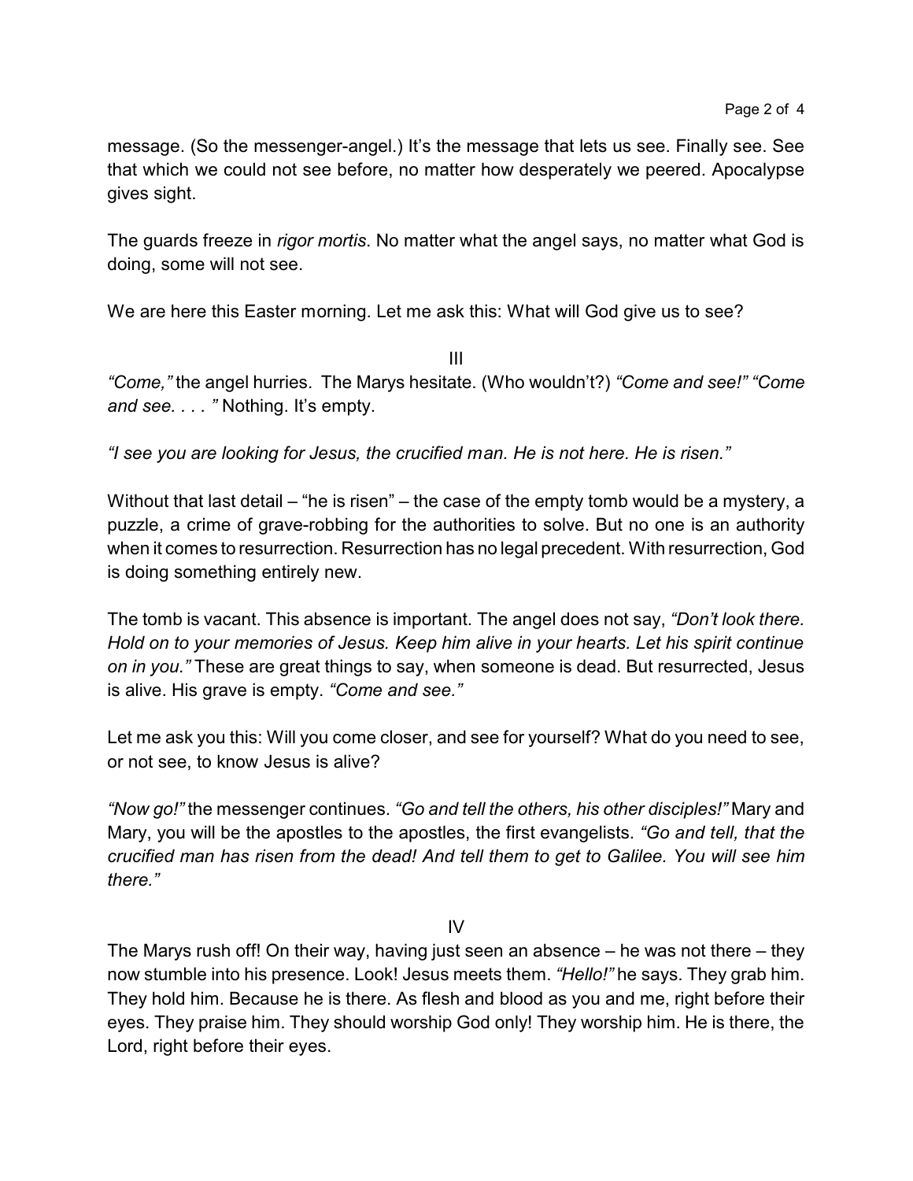message. (So the messenger-angel.) It's the message that lets us see. Finally see. See that which we could not see before, no matter how desperately we peered. Apocalypse gives sight.

The guards freeze in *rigor mortis*. No matter what the angel says, no matter what God is doing, some will not see.

We are here this Easter morning. Let me ask this: What will God give us to see?

III

*"Come,"* the angel hurries. The Marys hesitate. (Who wouldn't?) *"Come and see!" "Come and see. . . . "* Nothing. It's empty.

*"I see you are looking for Jesus, the crucified man. He is not here. He is risen."*

Without that last detail – "he is risen" – the case of the empty tomb would be a mystery, a puzzle, a crime of grave-robbing for the authorities to solve. But no one is an authority when it comes to resurrection. Resurrection has no legal precedent. With resurrection, God is doing something entirely new.

The tomb is vacant. This absence is important. The angel does not say, *"Don't look there. Hold on to your memories of Jesus. Keep him alive in your hearts. Let his spirit continue on in you."* These are great things to say, when someone is dead. But resurrected, Jesus is alive. His grave is empty. *"Come and see."*

Let me ask you this: Will you come closer, and see for yourself? What do you need to see, or not see, to know Jesus is alive?

*"Now go!"* the messenger continues. *"Go and tell the others, his other disciples!"* Mary and Mary, you will be the apostles to the apostles, the first evangelists. *"Go and tell, that the crucified man has risen from the dead! And tell them to get to Galilee. You will see him there."*

IV

The Marys rush off! On their way, having just seen an absence – he was not there – they now stumble into his presence. Look! Jesus meets them. *"Hello!"* he says. They grab him. They hold him. Because he is there. As flesh and blood as you and me, right before their eyes. They praise him. They should worship God only! They worship him. He is there, the Lord, right before their eyes.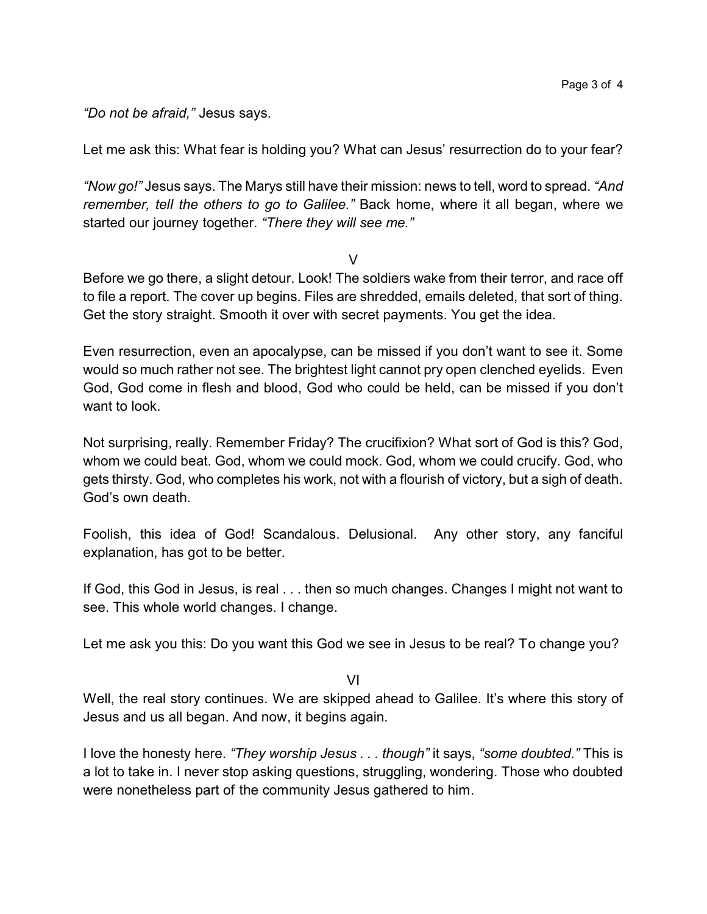*"Do not be afraid,"* Jesus says.

Let me ask this: What fear is holding you? What can Jesus' resurrection do to your fear?

*"Now go!"* Jesus says. The Marys still have their mission: news to tell, word to spread. *"And remember, tell the others to go to Galilee."* Back home, where it all began, where we started our journey together. *"There they will see me."*

V

Before we go there, a slight detour. Look! The soldiers wake from their terror, and race off to file a report. The cover up begins. Files are shredded, emails deleted, that sort of thing. Get the story straight. Smooth it over with secret payments. You get the idea.

Even resurrection, even an apocalypse, can be missed if you don't want to see it. Some would so much rather not see. The brightest light cannot pry open clenched eyelids. Even God, God come in flesh and blood, God who could be held, can be missed if you don't want to look.

Not surprising, really. Remember Friday? The crucifixion? What sort of God is this? God, whom we could beat. God, whom we could mock. God, whom we could crucify. God, who gets thirsty. God, who completes his work, not with a flourish of victory, but a sigh of death. God's own death.

Foolish, this idea of God! Scandalous. Delusional. Any other story, any fanciful explanation, has got to be better.

If God, this God in Jesus, is real . . . then so much changes. Changes I might not want to see. This whole world changes. I change.

Let me ask you this: Do you want this God we see in Jesus to be real? To change you?

VI

Well, the real story continues. We are skipped ahead to Galilee. It's where this story of Jesus and us all began. And now, it begins again.

I love the honesty here. *"They worship Jesus . . . though"* it says, *"some doubted."* This is a lot to take in. I never stop asking questions, struggling, wondering. Those who doubted were nonetheless part of the community Jesus gathered to him.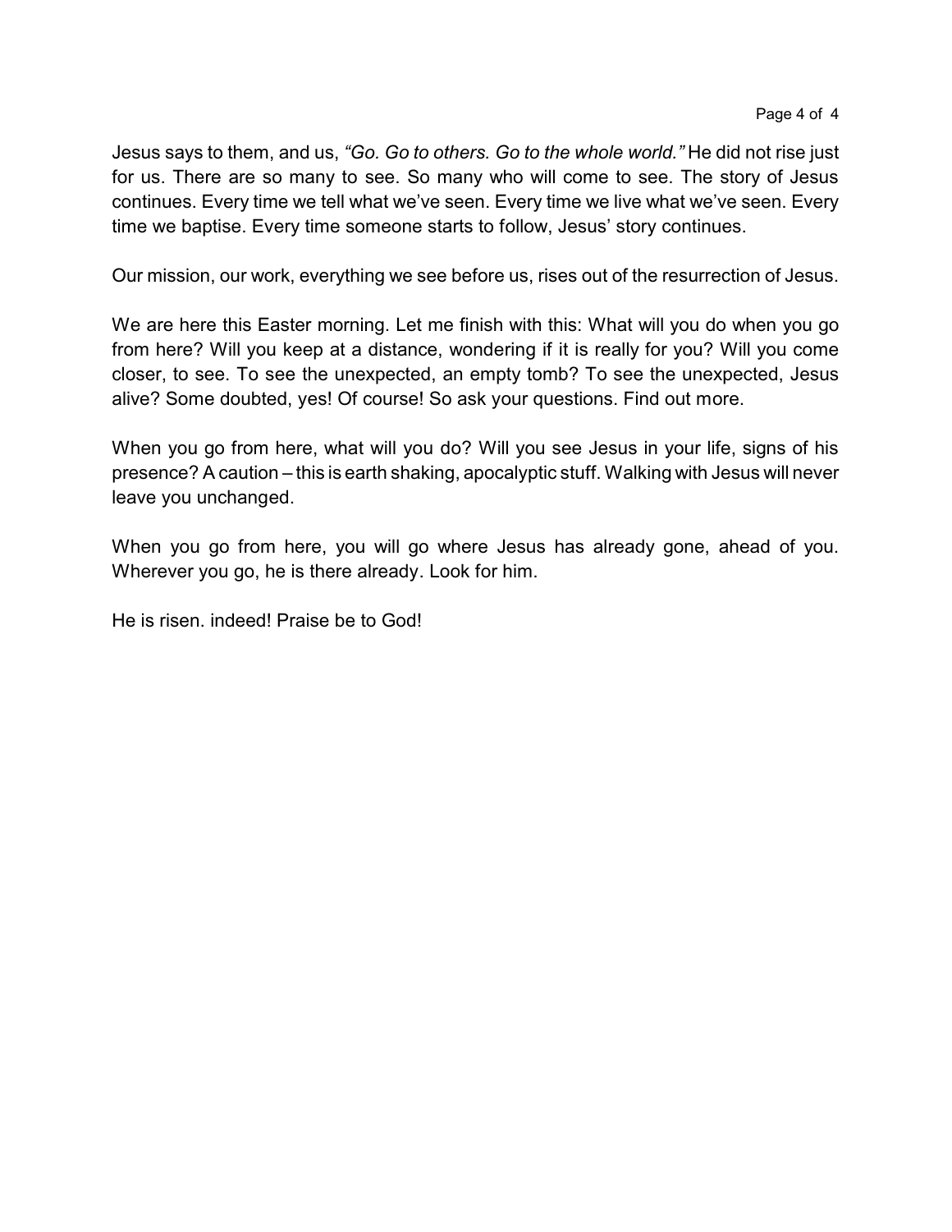Jesus says to them, and us, *"Go. Go to others. Go to the whole world."* He did not rise just for us. There are so many to see. So many who will come to see. The story of Jesus continues. Every time we tell what we've seen. Every time we live what we've seen. Every time we baptise. Every time someone starts to follow, Jesus' story continues.

Our mission, our work, everything we see before us, rises out of the resurrection of Jesus.

We are here this Easter morning. Let me finish with this: What will you do when you go from here? Will you keep at a distance, wondering if it is really for you? Will you come closer, to see. To see the unexpected, an empty tomb? To see the unexpected, Jesus alive? Some doubted, yes! Of course! So ask your questions. Find out more.

When you go from here, what will you do? Will you see Jesus in your life, signs of his presence? A caution – this is earth shaking, apocalyptic stuff. Walking with Jesus will never leave you unchanged.

When you go from here, you will go where Jesus has already gone, ahead of you. Wherever you go, he is there already. Look for him.

He is risen. indeed! Praise be to God!